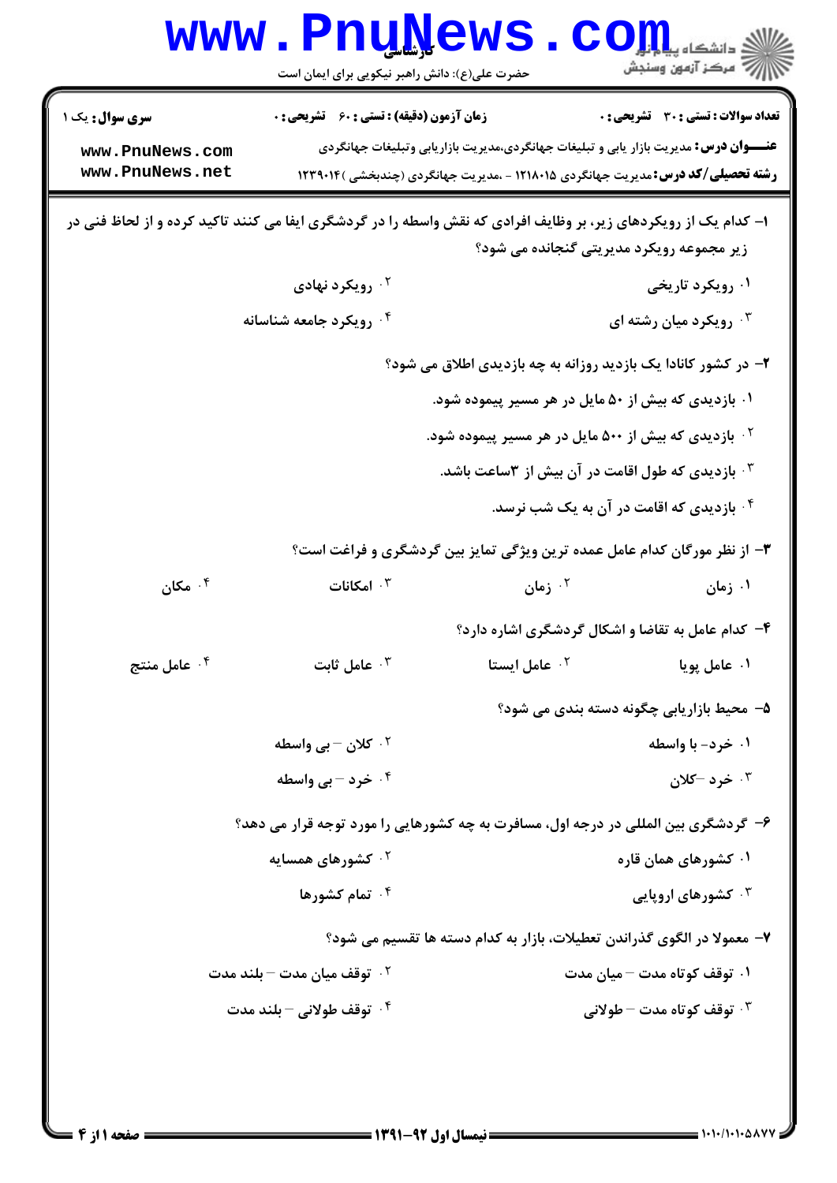کارشناسی

حضرت علی(ع): دانش راهبر نیکویی برای ایمان است

**سری سوال:** یک ۱

**زمان آزمون (دقیقه) : تستی :** ۶۰ **تشریحی :** ۰

**تعداد سوالات : تستی :** ۳۰ **تشریحی :** ۰

**عنـــوان درس:** مدیریت بازار یابی و تبلیغات جهانگردی،مدیریت بازاریابی وتبلیغات جهانگردی

**رشته تحصیلی/کد درس:** مدیریت جهانگردی ۱۲۱۸۰۱۵ - ،مدیریت جهانگردی (چندبخشی )۱۲۳۹۰۱۴

۱- کدام یک از رویکردهای زیر، بر وظایف افرادی که نقش واسطه را در گردشگری ایفا می کنند تاکید کرده و از لحاظ فنی در زیر مجموعه رویکرد مدیریتی گنجانده می شود؟

۱. رویکرد تاریخی
۲. رویکرد نهادی
۳. رویکرد میان رشته ای
۴. رویکرد جامعه شناسانه

۲- در کشور کانادا یک بازدید روزانه به چه بازدیدی اطلاق می شود؟

۱. بازدیدی که بیش از ۵۰ مایل در هر مسیر پیموده شود.
۲. بازدیدی که بیش از ۵۰۰ مایل در هر مسیر پیموده شود.
۳. بازدیدی که طول اقامت در آن بیش از ۳ساعت باشد.
۴. بازدیدی که اقامت در آن به یک شب نرسد.

۳- از نظر مورگان کدام عامل عمده ترین ویژگی تمایز بین گردشگری و فراغت است؟

۱. زمان
۲. زمان
۳. امکانات
۴. مکان

۴- کدام عامل به تقاضا و اشکال گردشگری اشاره دارد؟

۱. عامل پویا
۲. عامل ایستا
۳. عامل ثابت
۴. عامل منتج

۵- محیط بازاریابی چگونه دسته بندی می شود؟

۱. خرد- با واسطه
۲. کلان – بی واسطه
۳. خرد –کلان
۴. خرد – بی واسطه

۶- گردشگری بین المللی در درجه اول، مسافرت به چه کشورهایی را مورد توجه قرار می دهد؟

۱. کشورهای همان قاره
۲. کشورهای همسایه
۳. کشورهای اروپایی
۴. تمام کشورها

۷- معمولا در الگوی گذراندن تعطیلات، بازار به کدام دسته ها تقسیم می شود؟

۱. توقف کوتاه مدت – میان مدت
۲. توقف میان مدت – بلند مدت
۳. توقف کوتاه مدت – طولانی
۴. توقف طولانی – بلند مدت

نیمسال اول ۹۲-۱۳۹۱

۱۰۱۰/۱۰۱۰۵۸۷۷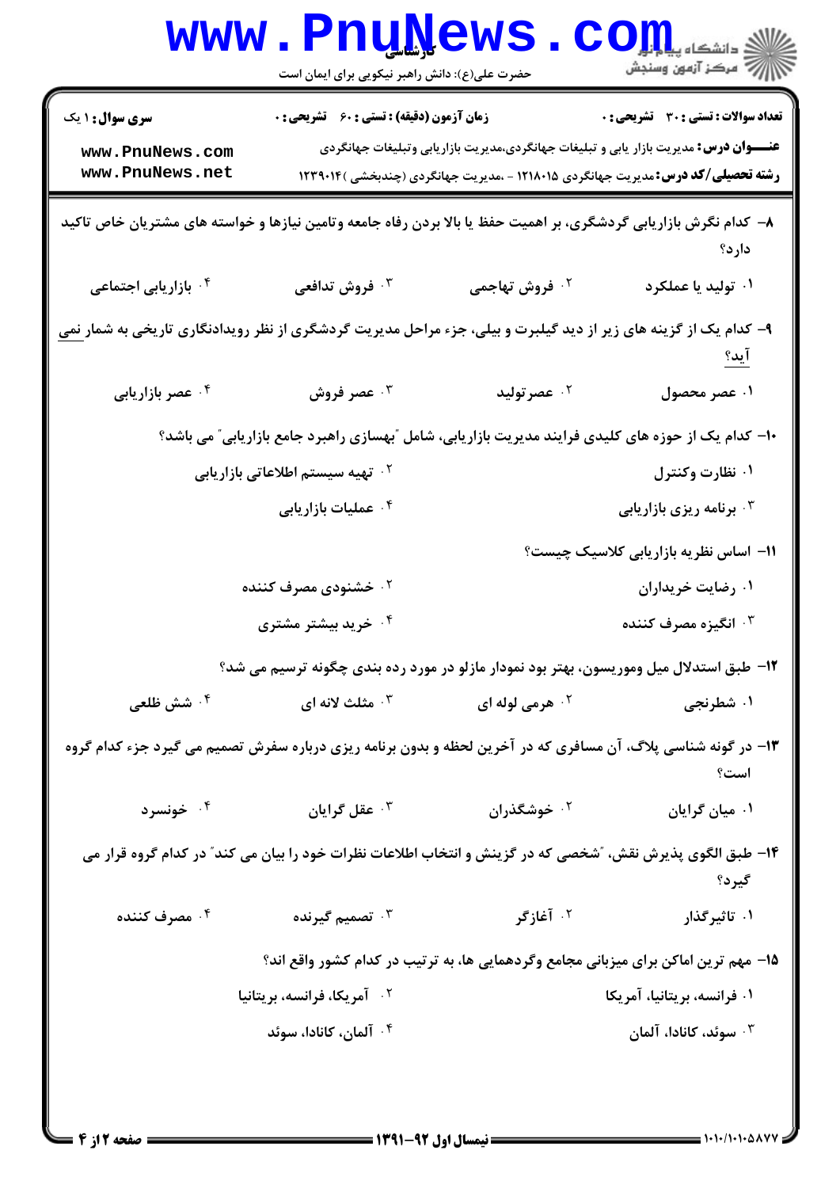**تعداد سوالات : تستی : ۳۰ تشریحی : ۰** | **زمان آزمون (دقیقه) : تستی : ۶۰ تشریحی : ۰** | **سری سوال : ۱ یک**

**عنـــوان درس:** مدیریت بازار یابی و تبلیغات جهانگردی،مدیریت بازاریابی وتبلیغات جهانگردی

**رشته تحصیلی/کد درس:** مدیریت جهانگردی ۱۲۱۸۰۱۵ - ،مدیریت جهانگردی (چندبخشی )۱۲۳۹۰۱۴

۸- کدام نگرش بازاریابی گردشگری، بر اهمیت حفظ یا بالا بردن رفاه جامعه وتامین نیازها و خواسته های مشتریان خاص تاکید دارد؟

۱. تولید یا عملکرد
۲. فروش تهاجمی
۳. فروش تدافعی
۴. بازاریابی اجتماعی

۹- کدام یک از گزینه های زیر از دید گیلبرت و بیلی، جزء مراحل مدیریت گردشگری از نظر رویدادنگاری تاریخی به شمار نمی آید؟

۱. عصر محصول
۲. عصرتولید
۳. عصر فروش
۴. عصر بازاریابی

۱۰- کدام یک از حوزه های کلیدی فرایند مدیریت بازاریابی، شامل "بهسازی راهبرد جامع بازاریابی" می باشد؟

۱. نظارت وکنترل
۲. تهیه سیستم اطلاعاتی بازاریابی
۳. برنامه ریزی بازاریابی
۴. عملیات بازاریابی

۱۱- اساس نظریه بازاریابی کلاسیک چیست؟

۱. رضایت خریداران
۲. خشنودی مصرف کننده
۳. انگیزه مصرف کننده
۴. خرید بیشتر مشتری

۱۲- طبق استدلال میل وموریسون، بهتر بود نمودار مازلو در مورد رده بندی چگونه ترسیم می شد؟

۱. شطرنجی
۲. هرمی لوله ای
۳. مثلث لانه ای
۴. شش ظلعی

۱۳- در گونه شناسی پلاگ، آن مسافری که در آخرین لحظه و بدون برنامه ریزی درباره سفرش تصمیم می گیرد جزء کدام گروه است؟

۱. میان گرایان
۲. خوشگذران
۳. عقل گرایان
۴. خونسرد

۱۴- طبق الگوی پذیرش نقش، "شخصی که در گزینش و انتخاب اطلاعات نظرات خود را بیان می کند" در کدام گروه قرار می گیرد؟

۱. تاثیرگذار
۲. آغازگر
۳. تصمیم گیرنده
۴. مصرف کننده

۱۵- مهم ترین اماکن برای میزبانی مجامع وگردهمایی ها، به ترتیب در کدام کشور واقع اند؟

۱. فرانسه، بریتانیا، آمریکا
۲. آمریکا، فرانسه، بریتانیا
۳. سوئد، کانادا، آلمان
۴. آلمان، کانادا، سوئد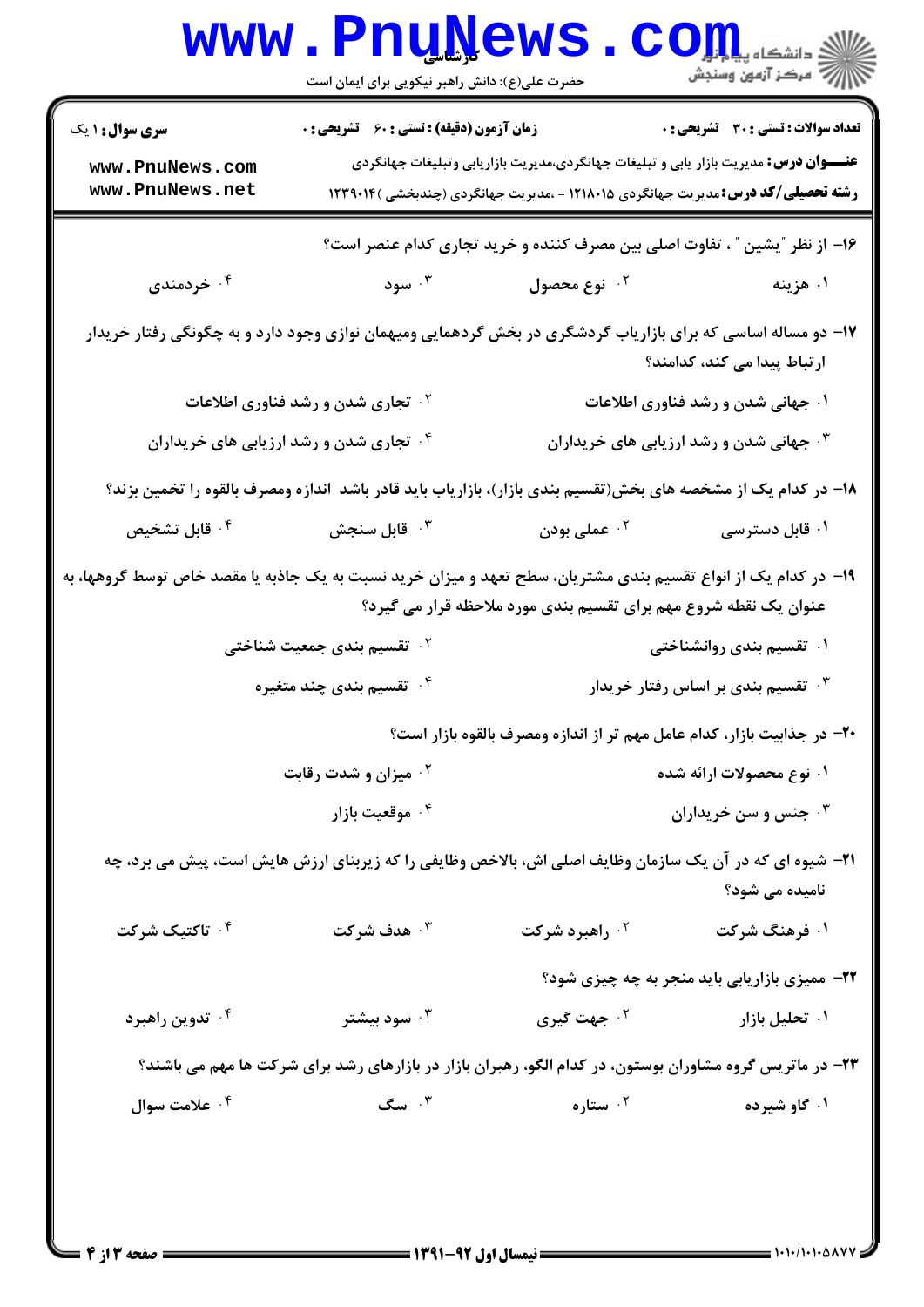**سری سوال:** ۱ یک

**زمان آزمون (دقیقه) : تستی :** ۶۰ **تشریحی :** ۰

**تعداد سوالات : تستی :** ۳۰ **تشریحی :** ۰

**عنـــوان درس:** مدیریت بازار یابی و تبلیغات جهانگردی،مدیریت بازاریابی وتبلیغات جهانگردی

**رشته تحصیلی/کد درس:** مدیریت جهانگردی ۱۲۱۸۰۱۵ - ،مدیریت جهانگردی (چندبخشی )۱۲۳۹۰۱۴

۱۶- از نظر "یشین " ، تفاوت اصلی بین مصرف کننده و خرید تجاری کدام عنصر است؟

۱. هزینه
۲. نوع محصول
۳. سود
۴. خردمندی

۱۷- دو مساله اساسی که برای بازاریاب گردشگری در بخش گردهمایی ومیهمان نوازی وجود دارد و به چگونگی رفتار خریدار ارتباط پیدا می کند، کدامند؟

۱. جهانی شدن و رشد فناوری اطلاعات
۲. تجاری شدن و رشد فناوری اطلاعات
۳. جهانی شدن و رشد ارزیابی های خریداران
۴. تجاری شدن و رشد ارزیابی های خریداران

۱۸- در کدام یک از مشخصه های بخش(تقسیم بندی بازار)، بازاریاب باید قادر باشد اندازه ومصرف بالقوه را تخمین بزند؟

۱. قابل دسترسی
۲. عملی بودن
۳. قابل سنجش
۴. قابل تشخیص

۱۹- در کدام یک از انواع تقسیم بندی مشتریان، سطح تعهد و میزان خرید نسبت به یک جاذبه یا مقصد خاص توسط گروهها، به عنوان یک نقطه شروع مهم برای تقسیم بندی مورد ملاحظه قرار می گیرد؟

۱. تقسیم بندی روانشناختی
۲. تقسیم بندی جمعیت شناختی
۳. تقسیم بندی بر اساس رفتار خریدار
۴. تقسیم بندی چند متغیره

۲۰- در جذابیت بازار، کدام عامل مهم تر از اندازه ومصرف بالقوه بازار است؟

۱. نوع محصولات ارائه شده
۲. میزان و شدت رقابت
۳. جنس و سن خریداران
۴. موقعیت بازار

۲۱- شیوه ای که در آن یک سازمان وظایف اصلی اش، بالاخص وظایفی را که زیربنای ارزش هایش است، پیش می برد، چه نامیده می شود؟

۱. فرهنگ شرکت
۲. راهبرد شرکت
۳. هدف شرکت
۴. تاکتیک شرکت

۲۲- ممیزی بازاریابی باید منجر به چه چیزی شود؟

۱. تحلیل بازار
۲. جهت گیری
۳. سود بیشتر
۴. تدوین راهبرد

۲۳- در ماتریس گروه مشاوران بوستون، در کدام الگو، رهبران بازار در بازارهای رشد برای شرکت ها مهم می باشند؟

۱. گاو شیرده
۲. ستاره
۳. سگ
۴. علامت سوال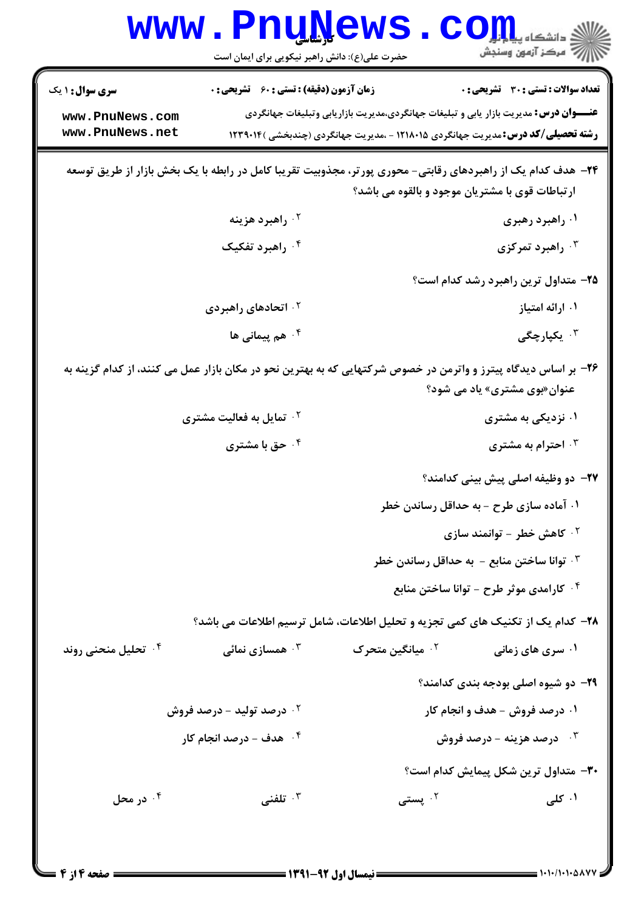۲۴- هدف کدام یک از راهبردهای رقابتی- محوری پورتر، مجذوبیت تقریبا کامل در رابطه با یک بخش بازار از طریق توسعه ارتباطات قوی با مشتریان موجود و بالقوه می باشد؟

۱. راهبرد رهبری

۲. راهبرد هزینه

۳. راهبرد تمرکزی

۴. راهبرد تفکیک

۲۵- متداول ترین راهبرد رشد کدام است؟

۱. ارائه امتیاز

۲. اتحادهای راهبردی

۳. یکپارچگی

۴. هم پیمانی ها

۲۶- بر اساس دیدگاه پیترز و واترمن در خصوص شرکتهایی که به بهترین نحو در مکان بازار عمل می کنند، از کدام گزینه به عنوان«بوی مشتری» یاد می شود؟

۱. نزدیکی به مشتری

۲. تمایل به فعالیت مشتری

۳. احترام به مشتری

۴. حق با مشتری

۲۷- دو وظیفه اصلی پیش بینی کدامند؟

۱. آماده سازی طرح - به حداقل رساندن خطر

۲. کاهش خطر - توانمند سازی

۳. توانا ساختن منابع - به حداقل رساندن خطر

۴. کارامدی موثر طرح - توانا ساختن منابع

۲۸- کدام یک از تکنیک های کمی تجزیه و تحلیل اطلاعات، شامل ترسیم اطلاعات می باشد؟

۱. سری های زمانی

۲. میانگین متحرک

۳. همسازی نمائی

۴. تحلیل منحنی روند

۲۹- دو شیوه اصلی بودجه بندی کدامند؟

۱. درصد فروش - هدف و انجام کار

۲. درصد تولید - درصد فروش

۳. درصد هزینه - درصد فروش

۴. هدف - درصد انجام کار

۳۰- متداول ترین شکل پیمایش کدام است؟

۱. کلی

۲. پستی

۳. تلفنی

۴. در محل